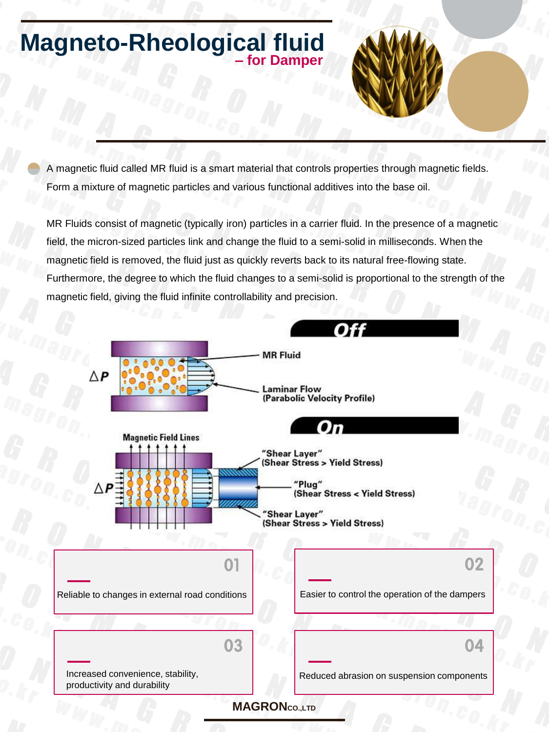# Magneto-Rheological fluid

## – for Damper

A magnetic fluid called MR fluid is a smart material that controls properties through magnetic fields. Form a mixture of magnetic particles and various functional additives into the base oil.

MR Fluids consist of magnetic (typically iron) particles in a carrier fluid. In the presence of a magnetic field, the micron-sized particles link and change the fluid to a semi-solid in milliseconds. When the magnetic field is removed, the fluid just as quickly reverts back to its natural free-flowing state. Furthermore, the degree to which the fluid changes to a semi-solid is proportional to the strength of the magnetic field, giving the fluid infinite controllability and precision.

**Off**

$\Delta P$

MR Fluid

Laminar Flow (Parabolic Velocity Profile)

**On**

Magnetic Field Lines

$\Delta P$

"Shear Layer" (Shear Stress > Yield Stress)

"Plug" (Shear Stress < Yield Stress)

"Shear Layer" (Shear Stress > Yield Stress)

**01**

Reliable to changes in external road conditions

**02**

Easier to control the operation of the dampers

**03**

Increased convenience, stability, productivity and durability

**04**

Reduced abrasion on suspension components

**MAGRON** CO.,LTD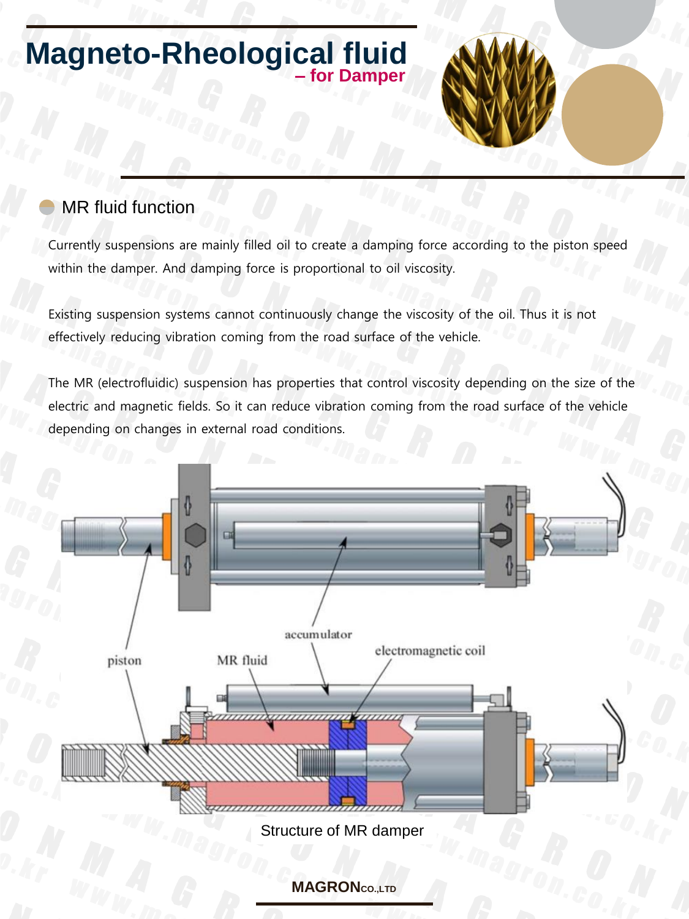# Magneto-Rheological fluid

**– for Damper**

## MR fluid function

Currently suspensions are mainly filled oil to create a damping force according to the piston speed within the damper. And damping force is proportional to oil viscosity.

Existing suspension systems cannot continuously change the viscosity of the oil. Thus it is not effectively reducing vibration coming from the road surface of the vehicle.

The MR (electrofluidic) suspension has properties that control viscosity depending on the size of the electric and magnetic fields. So it can reduce vibration coming from the road surface of the vehicle depending on changes in external road conditions.

piston

MR fluid

accumulator

electromagnetic coil

Structure of MR damper

**MAGRON** CO.,LTD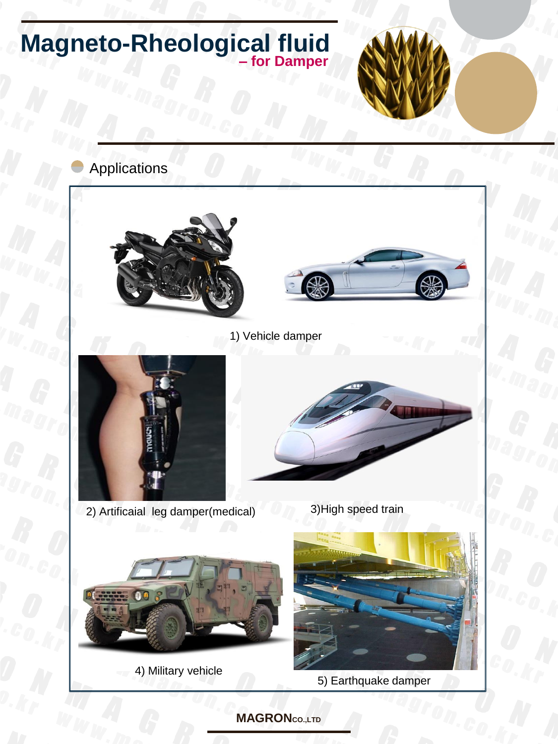# Magneto-Rheological fluid

**– for Damper**

## Applications

1) Vehicle damper

2) Artificaial leg damper(medical)

3)High speed train

4) Military vehicle

5) Earthquake damper

**MAGRON CO.,LTD**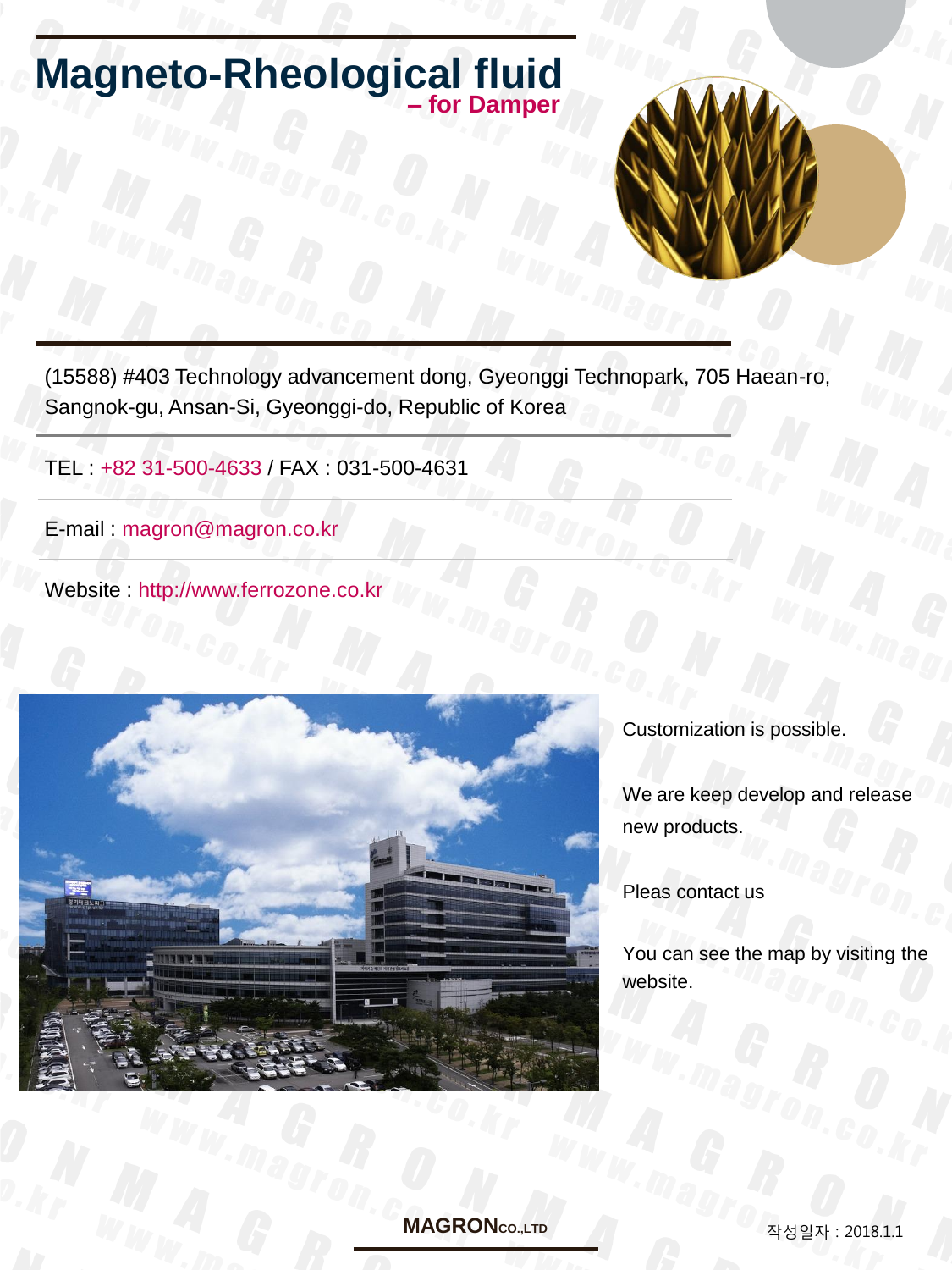# Magneto-Rheological fluid

**– for Damper**

(15588) #403 Technology advancement dong, Gyeonggi Technopark, 705 Haean-ro, Sangnok-gu, Ansan-Si, Gyeonggi-do, Republic of Korea

TEL : +82 31-500-4633 / FAX : 031-500-4631

E-mail : magron@magron.co.kr

Website : http://www.ferrozone.co.kr

Customization is possible.

We are keep develop and release new products.

Pleas contact us

You can see the map by visiting the website.

**MAGRONCO.,LTD**

작성일자 : 2018.1.1